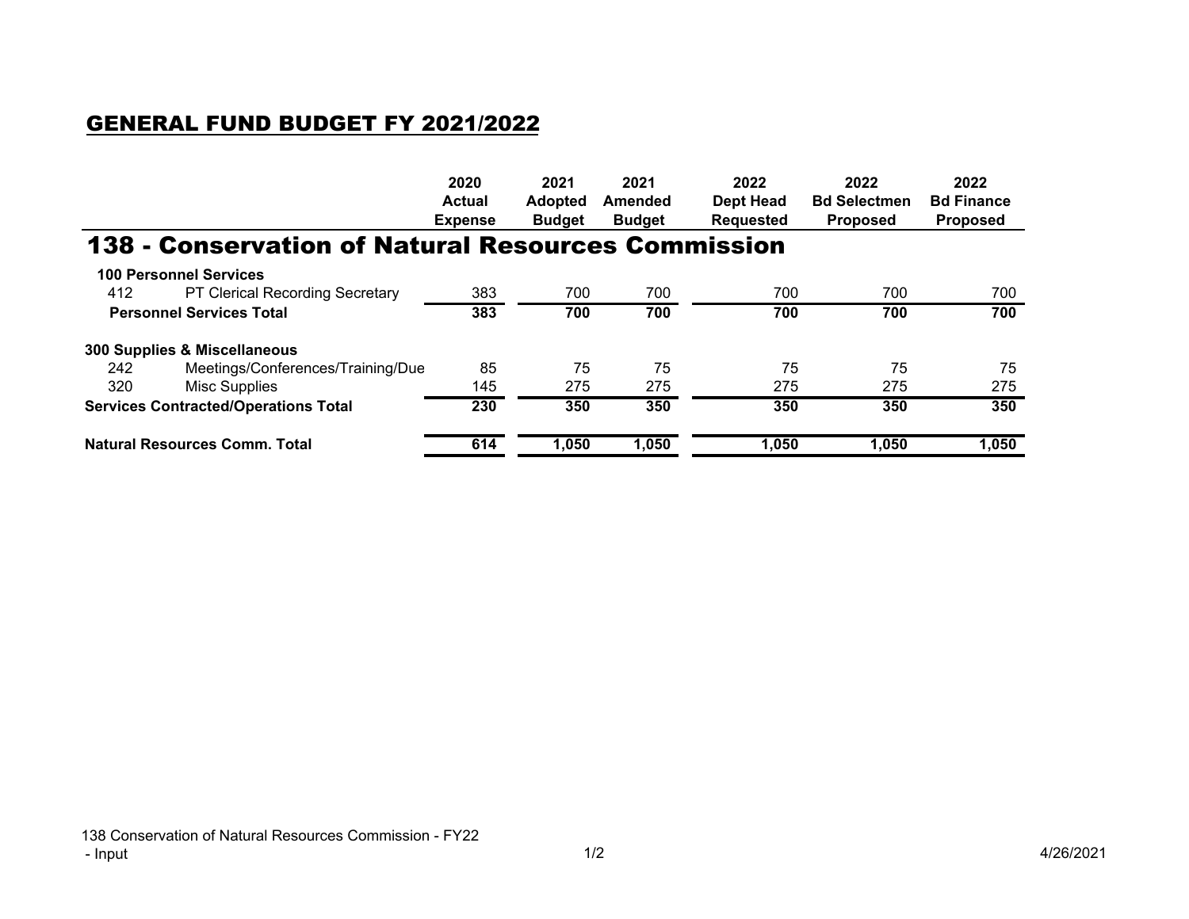# GENERAL FUND BUDGET FY 2021/2022

## 138 - Conservation of Natural Resources Commission

| | | 2020 Actual Expense | 2021 Adopted Budget | 2021 Amended Budget | 2022 Dept Head Requested | 2022 Bd Selectmen Proposed | 2022 Bd Finance Proposed |
|---|---|---|---|---|---|---|---|
| **100 Personnel Services** | | | | | | | |
| 412 | PT Clerical Recording Secretary | 383 | 700 | 700 | 700 | 700 | 700 |
| **Personnel Services Total** | | **383** | **700** | **700** | **700** | **700** | **700** |
| **300 Supplies & Miscellaneous** | | | | | | | |
| 242 | Meetings/Conferences/Training/Due | 85 | 75 | 75 | 75 | 75 | 75 |
| 320 | Misc Supplies | 145 | 275 | 275 | 275 | 275 | 275 |
| **Services Contracted/Operations Total** | | **230** | **350** | **350** | **350** | **350** | **350** |
| **Natural Resources Comm. Total** | | **614** | **1,050** | **1,050** | **1,050** | **1,050** | **1,050** |

138 Conservation of Natural Resources Commission - FY22 - Input

4/26/2021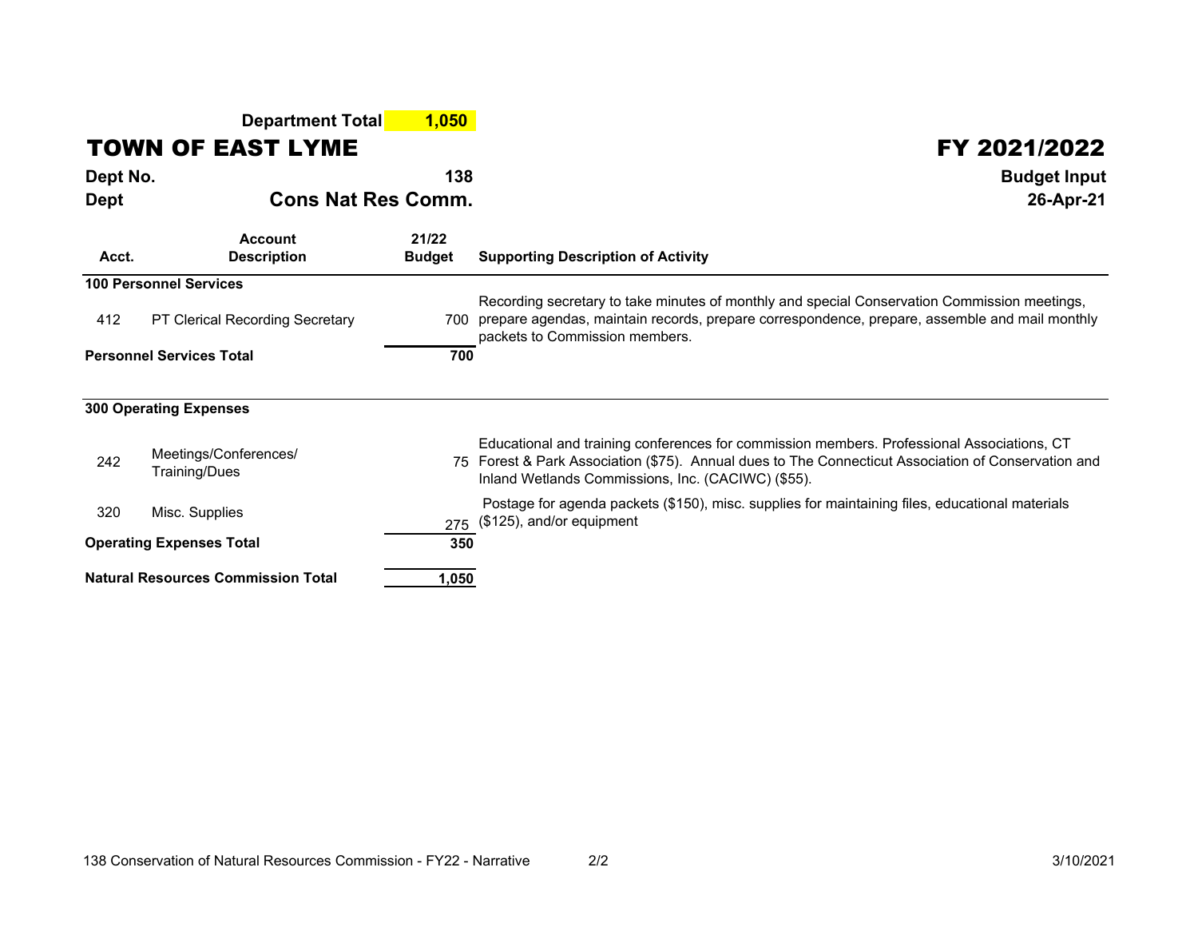**Department Total** **1,050**

# TOWN OF EAST LYME

# FY 2021/2022

**Dept No.** **138**

**Dept** **Cons Nat Res Comm.**

**Budget Input**

**26-Apr-21**

| Acct. | Account Description | 21/22 Budget | Supporting Description of Activity |
|---|---|---|---|
| **100 Personnel Services** | | | |
| 412 | PT Clerical Recording Secretary | 700 | Recording secretary to take minutes of monthly and special Conservation Commission meetings, prepare agendas, maintain records, prepare correspondence, prepare, assemble and mail monthly packets to Commission members. |
| **Personnel Services Total** | | **700** | |
| **300 Operating Expenses** | | | |
| 242 | Meetings/Conferences/ Training/Dues | 75 | Educational and training conferences for commission members. Professional Associations, CT Forest & Park Association ($75). Annual dues to The Connecticut Association of Conservation and Inland Wetlands Commissions, Inc. (CACIWC) ($55). |
| 320 | Misc. Supplies | 275 | Postage for agenda packets ($150), misc. supplies for maintaining files, educational materials ($125), and/or equipment |
| **Operating Expenses Total** | | **350** | |
| **Natural Resources Commission Total** | | **1,050** | |

138 Conservation of Natural Resources Commission - FY22 - Narrative

3/10/2021